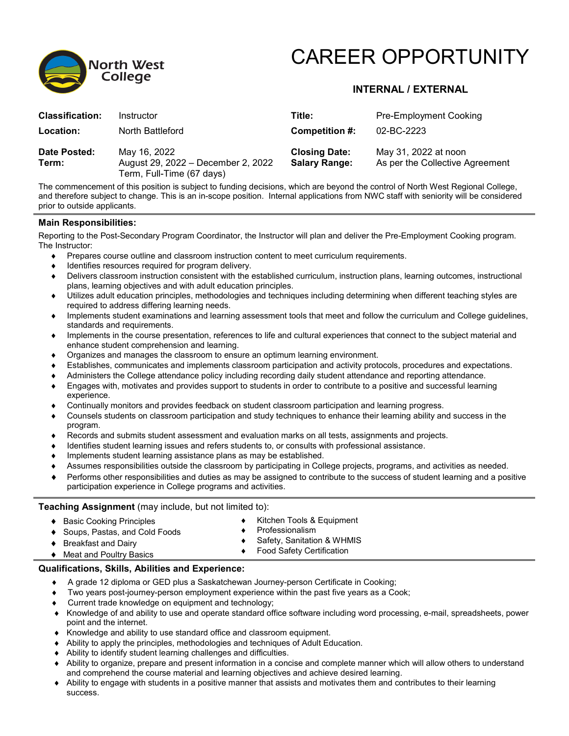North West College

# CAREER OPPORTUNITY

## INTERNAL / EXTERNAL

| | | | |
|---|---|---|---|
| **Classification:** | Instructor | **Title:** | Pre-Employment Cooking |
| **Location:** | North Battleford | **Competition #:** | 02-BC-2223 |
| **Date Posted:** | May 16, 2022 | **Closing Date:** | May 31, 2022 at noon |
| **Term:** | August 29, 2022 – December 2, 2022 Term, Full-Time (67 days) | **Salary Range:** | As per the Collective Agreement |

The commencement of this position is subject to funding decisions, which are beyond the control of North West Regional College, and therefore subject to change. This is an in-scope position. Internal applications from NWC staff with seniority will be considered prior to outside applicants.

### Main Responsibilities:

Reporting to the Post-Secondary Program Coordinator, the Instructor will plan and deliver the Pre-Employment Cooking program. The Instructor:

- Prepares course outline and classroom instruction content to meet curriculum requirements.
- Identifies resources required for program delivery.
- Delivers classroom instruction consistent with the established curriculum, instruction plans, learning outcomes, instructional plans, learning objectives and with adult education principles.
- Utilizes adult education principles, methodologies and techniques including determining when different teaching styles are required to address differing learning needs.
- Implements student examinations and learning assessment tools that meet and follow the curriculum and College guidelines, standards and requirements.
- Implements in the course presentation, references to life and cultural experiences that connect to the subject material and enhance student comprehension and learning.
- Organizes and manages the classroom to ensure an optimum learning environment.
- Establishes, communicates and implements classroom participation and activity protocols, procedures and expectations.
- Administers the College attendance policy including recording daily student attendance and reporting attendance.
- Engages with, motivates and provides support to students in order to contribute to a positive and successful learning experience.
- Continually monitors and provides feedback on student classroom participation and learning progress.
- Counsels students on classroom participation and study techniques to enhance their learning ability and success in the program.
- Records and submits student assessment and evaluation marks on all tests, assignments and projects.
- Identifies student learning issues and refers students to, or consults with professional assistance.
- Implements student learning assistance plans as may be established.
- Assumes responsibilities outside the classroom by participating in College projects, programs, and activities as needed.
- Performs other responsibilities and duties as may be assigned to contribute to the success of student learning and a positive participation experience in College programs and activities.

### Teaching Assignment (may include, but not limited to):

- Basic Cooking Principles
- Soups, Pastas, and Cold Foods
- Breakfast and Dairy
- Meat and Poultry Basics
- Kitchen Tools & Equipment
- Professionalism
- Safety, Sanitation & WHMIS
- Food Safety Certification

### Qualifications, Skills, Abilities and Experience:

- A grade 12 diploma or GED plus a Saskatchewan Journey-person Certificate in Cooking;
- Two years post-journey-person employment experience within the past five years as a Cook;
- Current trade knowledge on equipment and technology;
- Knowledge of and ability to use and operate standard office software including word processing, e-mail, spreadsheets, power point and the internet.
- Knowledge and ability to use standard office and classroom equipment.
- Ability to apply the principles, methodologies and techniques of Adult Education.
- Ability to identify student learning challenges and difficulties.
- Ability to organize, prepare and present information in a concise and complete manner which will allow others to understand and comprehend the course material and learning objectives and achieve desired learning.
- Ability to engage with students in a positive manner that assists and motivates them and contributes to their learning success.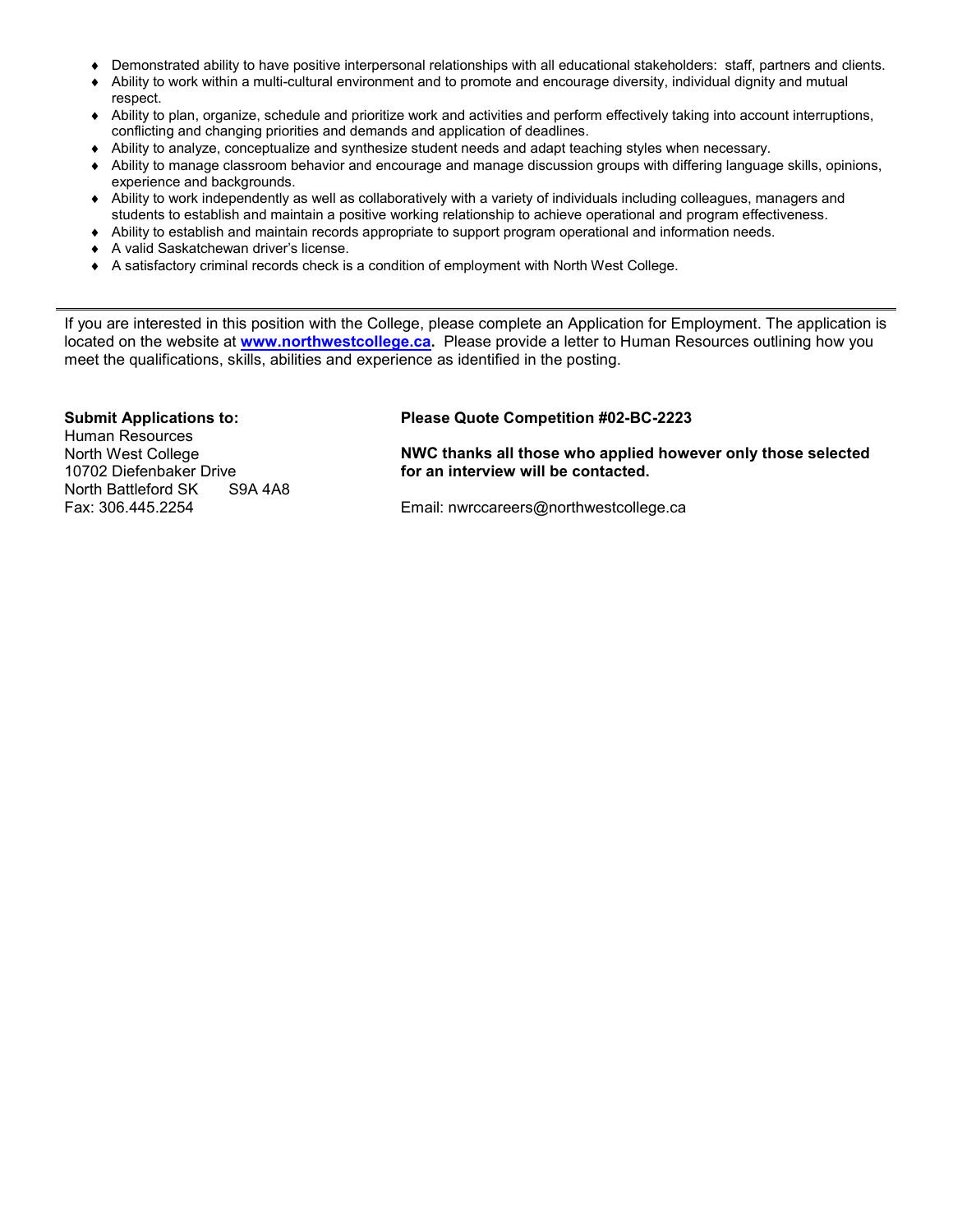- Demonstrated ability to have positive interpersonal relationships with all educational stakeholders: staff, partners and clients.
- Ability to work within a multi-cultural environment and to promote and encourage diversity, individual dignity and mutual respect.
- Ability to plan, organize, schedule and prioritize work and activities and perform effectively taking into account interruptions, conflicting and changing priorities and demands and application of deadlines.
- Ability to analyze, conceptualize and synthesize student needs and adapt teaching styles when necessary.
- Ability to manage classroom behavior and encourage and manage discussion groups with differing language skills, opinions, experience and backgrounds.
- Ability to work independently as well as collaboratively with a variety of individuals including colleagues, managers and students to establish and maintain a positive working relationship to achieve operational and program effectiveness.
- Ability to establish and maintain records appropriate to support program operational and information needs.
- A valid Saskatchewan driver's license.
- A satisfactory criminal records check is a condition of employment with North West College.

---

If you are interested in this position with the College, please complete an Application for Employment. The application is located on the website at **www.northwestcollege.ca.** Please provide a letter to Human Resources outlining how you meet the qualifications, skills, abilities and experience as identified in the posting.

**Submit Applications to:**
Human Resources
North West College
10702 Diefenbaker Drive
North Battleford SK S9A 4A8
Fax: 306.445.2254

**Please Quote Competition #02-BC-2223**

**NWC thanks all those who applied however only those selected for an interview will be contacted.**

Email: nwrccareers@northwestcollege.ca